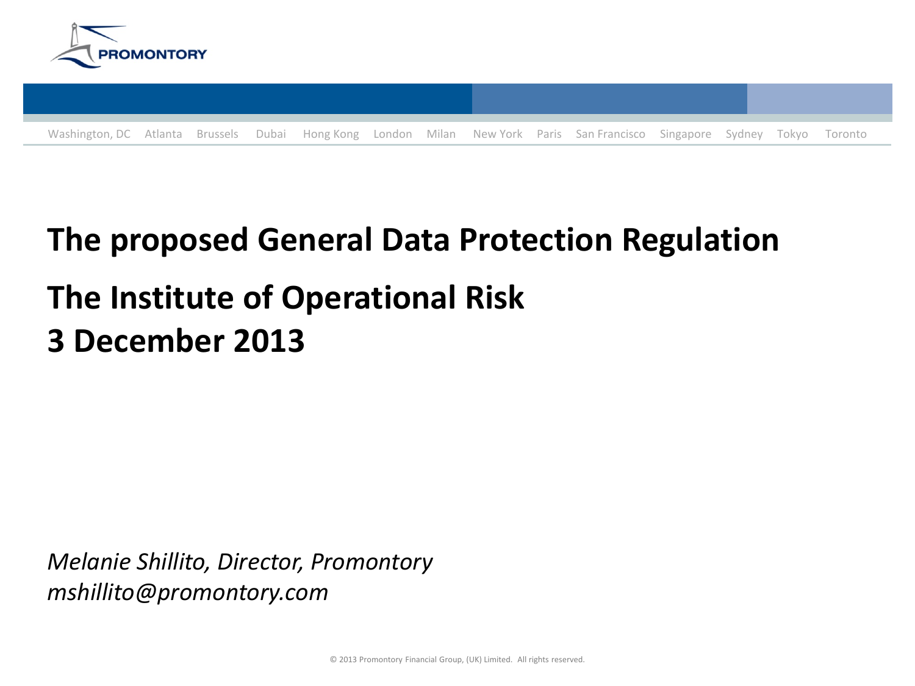PROMONTORY

Washington, DC Atlanta Brussels Dubai Hong Kong London Milan New York Paris San Francisco Singapore Sydney Tokyo Toronto

# The proposed General Data Protection Regulation

# The Institute of Operational Risk
# 3 December 2013

*Melanie Shillito, Director, Promontory*
*mshillito@promontory.com*

© 2013 Promontory Financial Group, (UK) Limited. All rights reserved.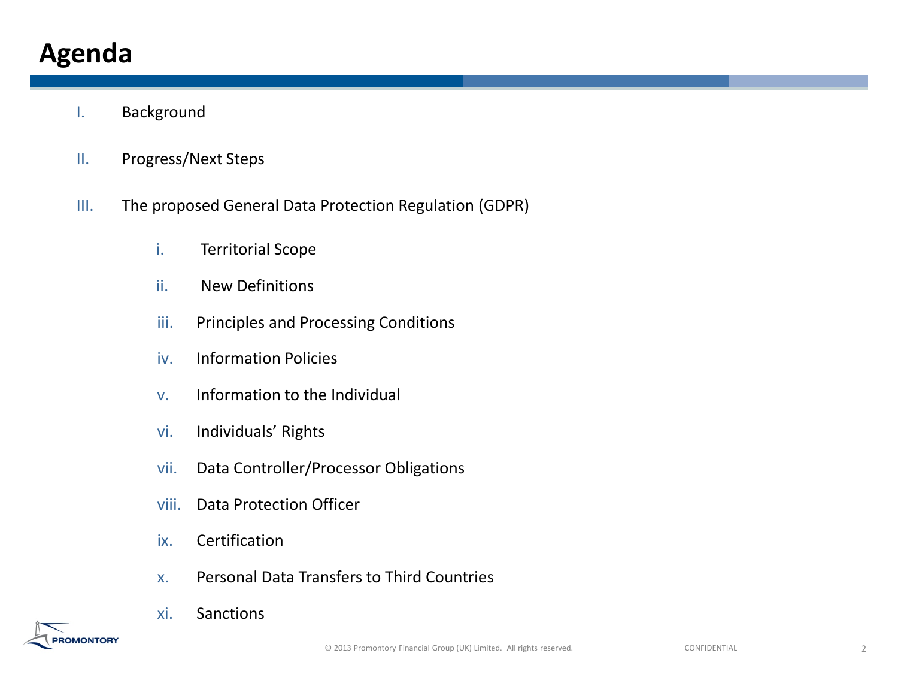# Agenda

I. Background

II. Progress/Next Steps

III. The proposed General Data Protection Regulation (GDPR)

   i. Territorial Scope

   ii. New Definitions

   iii. Principles and Processing Conditions

   iv. Information Policies

   v. Information to the Individual

   vi. Individuals' Rights

   vii. Data Controller/Processor Obligations

   viii. Data Protection Officer

   ix. Certification

   x. Personal Data Transfers to Third Countries

   xi. Sanctions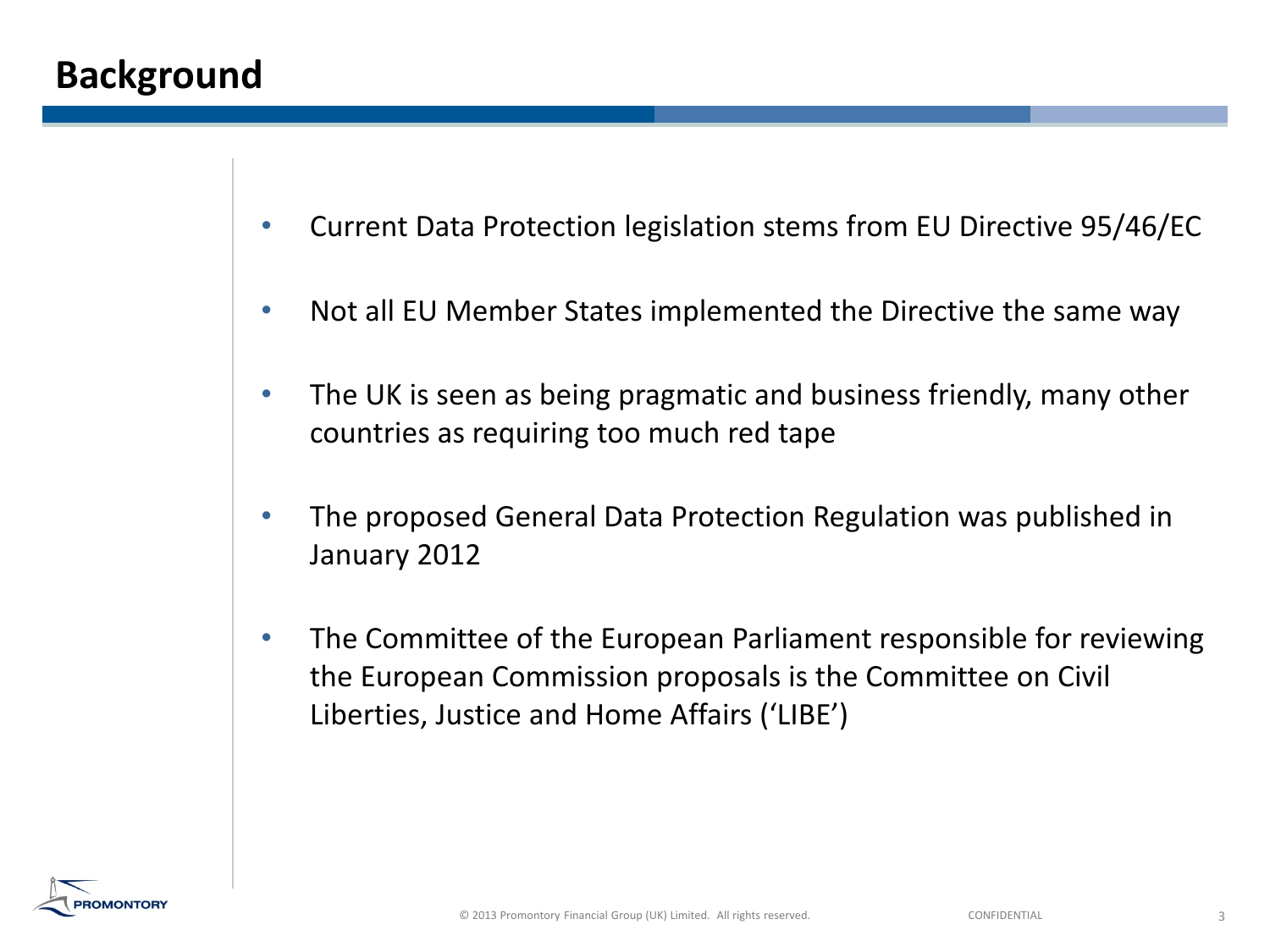# Background

- Current Data Protection legislation stems from EU Directive 95/46/EC
- Not all EU Member States implemented the Directive the same way
- The UK is seen as being pragmatic and business friendly, many other countries as requiring too much red tape
- The proposed General Data Protection Regulation was published in January 2012
- The Committee of the European Parliament responsible for reviewing the European Commission proposals is the Committee on Civil Liberties, Justice and Home Affairs ('LIBE')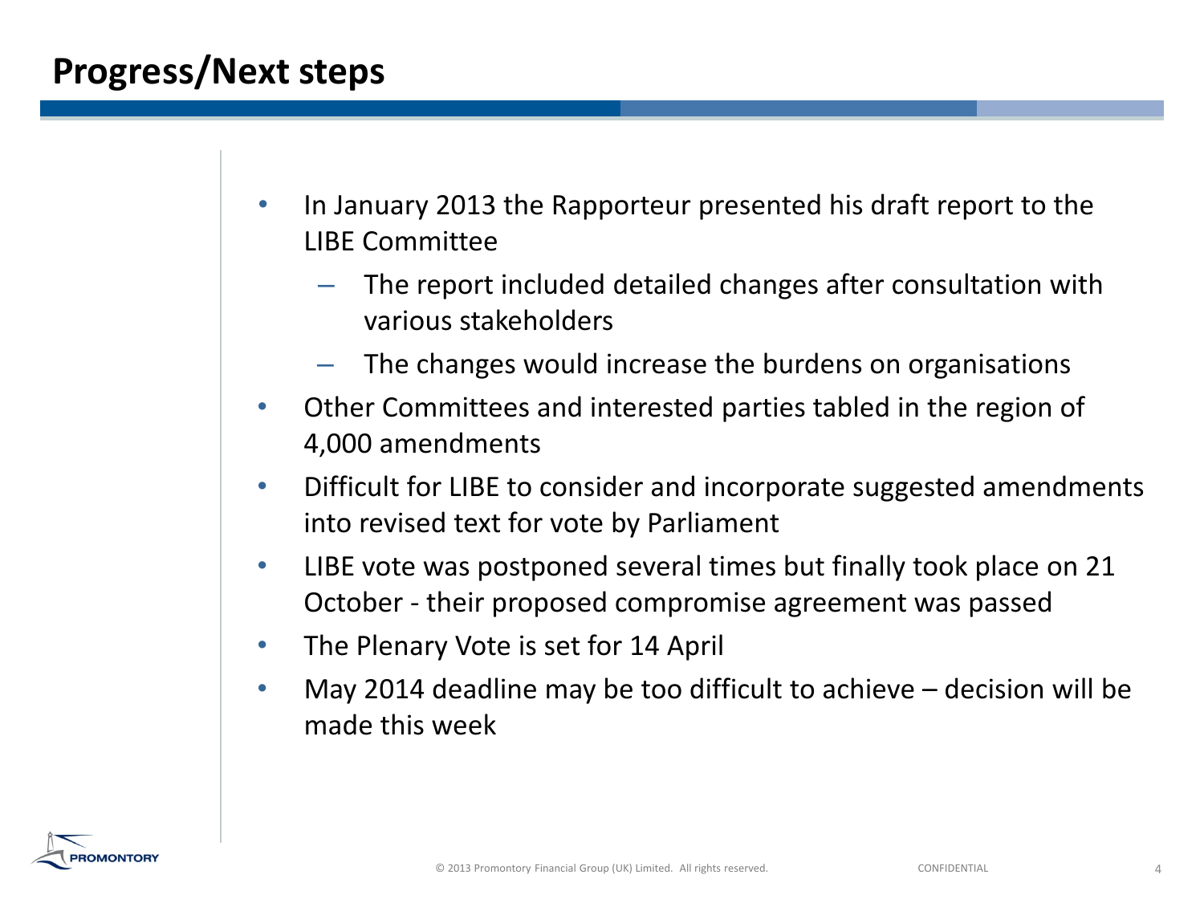# Progress/Next steps

- In January 2013 the Rapporteur presented his draft report to the LIBE Committee
  - The report included detailed changes after consultation with various stakeholders
  - The changes would increase the burdens on organisations
- Other Committees and interested parties tabled in the region of 4,000 amendments
- Difficult for LIBE to consider and incorporate suggested amendments into revised text for vote by Parliament
- LIBE vote was postponed several times but finally took place on 21 October - their proposed compromise agreement was passed
- The Plenary Vote is set for 14 April
- May 2014 deadline may be too difficult to achieve – decision will be made this week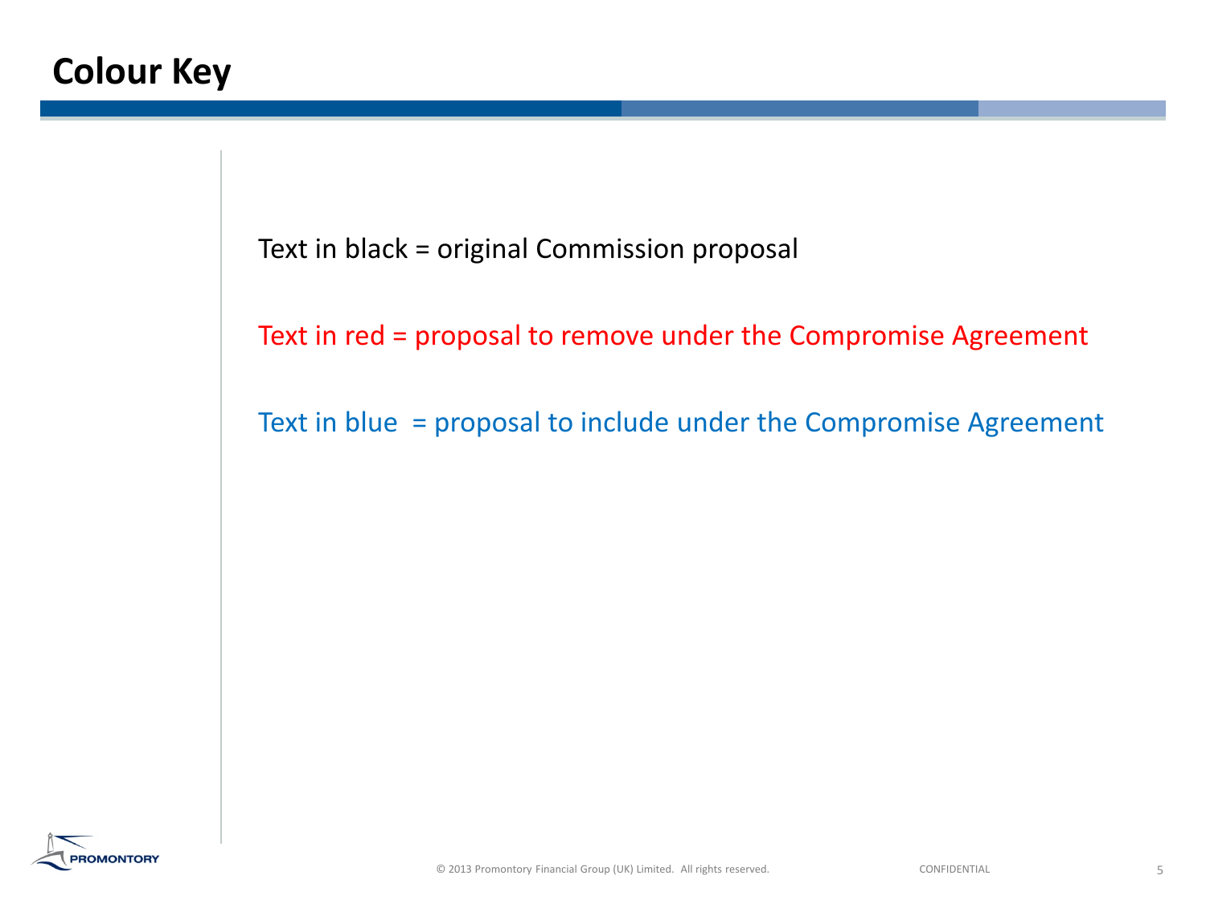# Colour Key

Text in black = original Commission proposal

Text in red = proposal to remove under the Compromise Agreement

Text in blue = proposal to include under the Compromise Agreement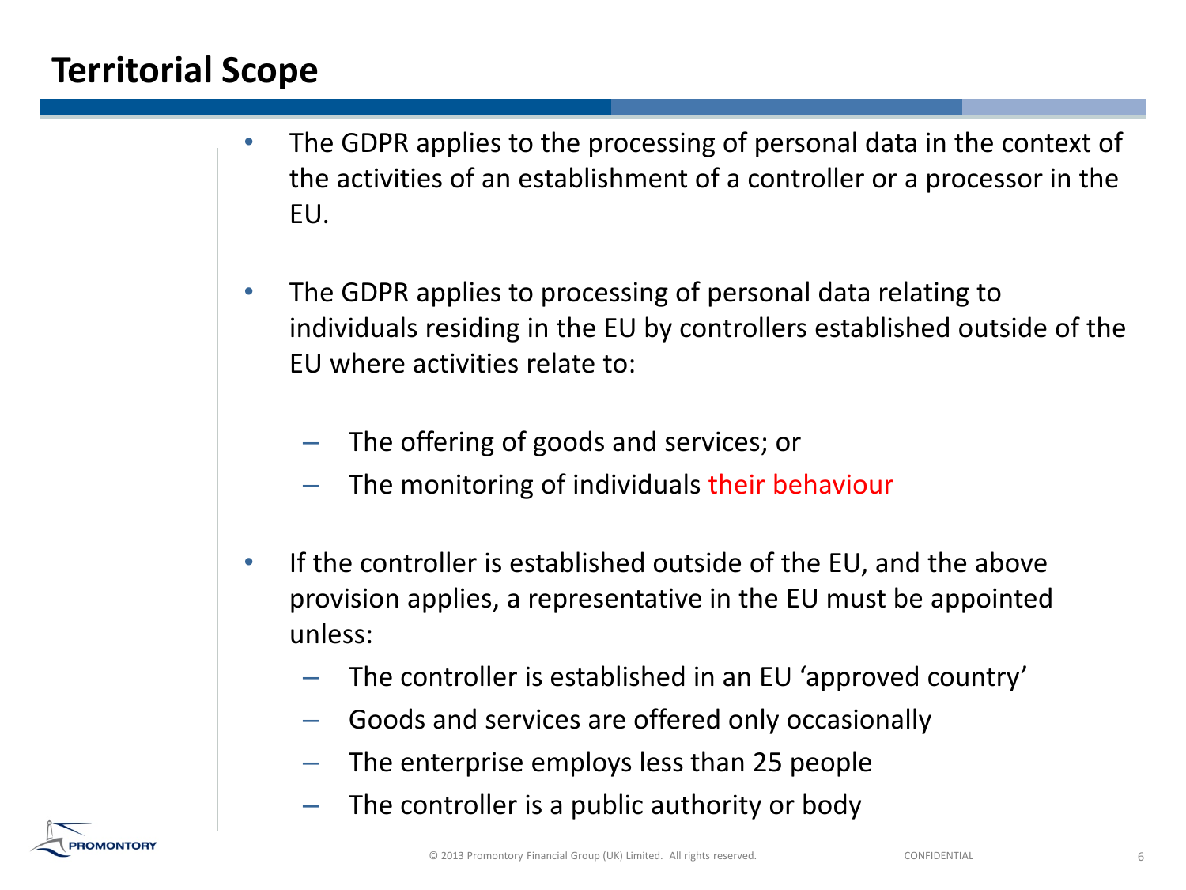# Territorial Scope

- The GDPR applies to the processing of personal data in the context of the activities of an establishment of a controller or a processor in the EU.
- The GDPR applies to processing of personal data relating to individuals residing in the EU by controllers established outside of the EU where activities relate to:
  - The offering of goods and services; or
  - The monitoring of individuals their behaviour
- If the controller is established outside of the EU, and the above provision applies, a representative in the EU must be appointed unless:
  - The controller is established in an EU 'approved country'
  - Goods and services are offered only occasionally
  - The enterprise employs less than 25 people
  - The controller is a public authority or body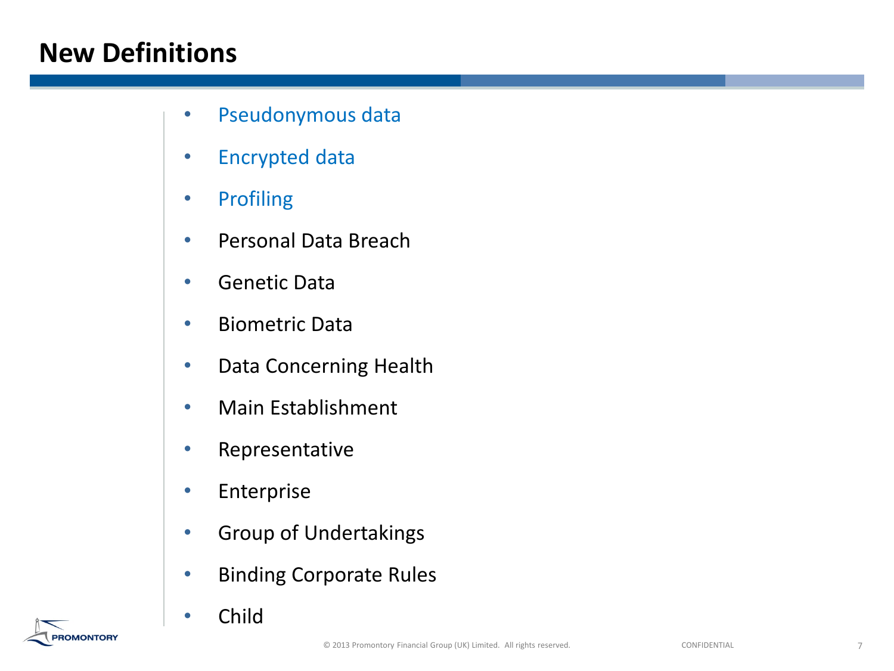# New Definitions

- Pseudonymous data
- Encrypted data
- Profiling
- Personal Data Breach
- Genetic Data
- Biometric Data
- Data Concerning Health
- Main Establishment
- Representative
- Enterprise
- Group of Undertakings
- Binding Corporate Rules
- Child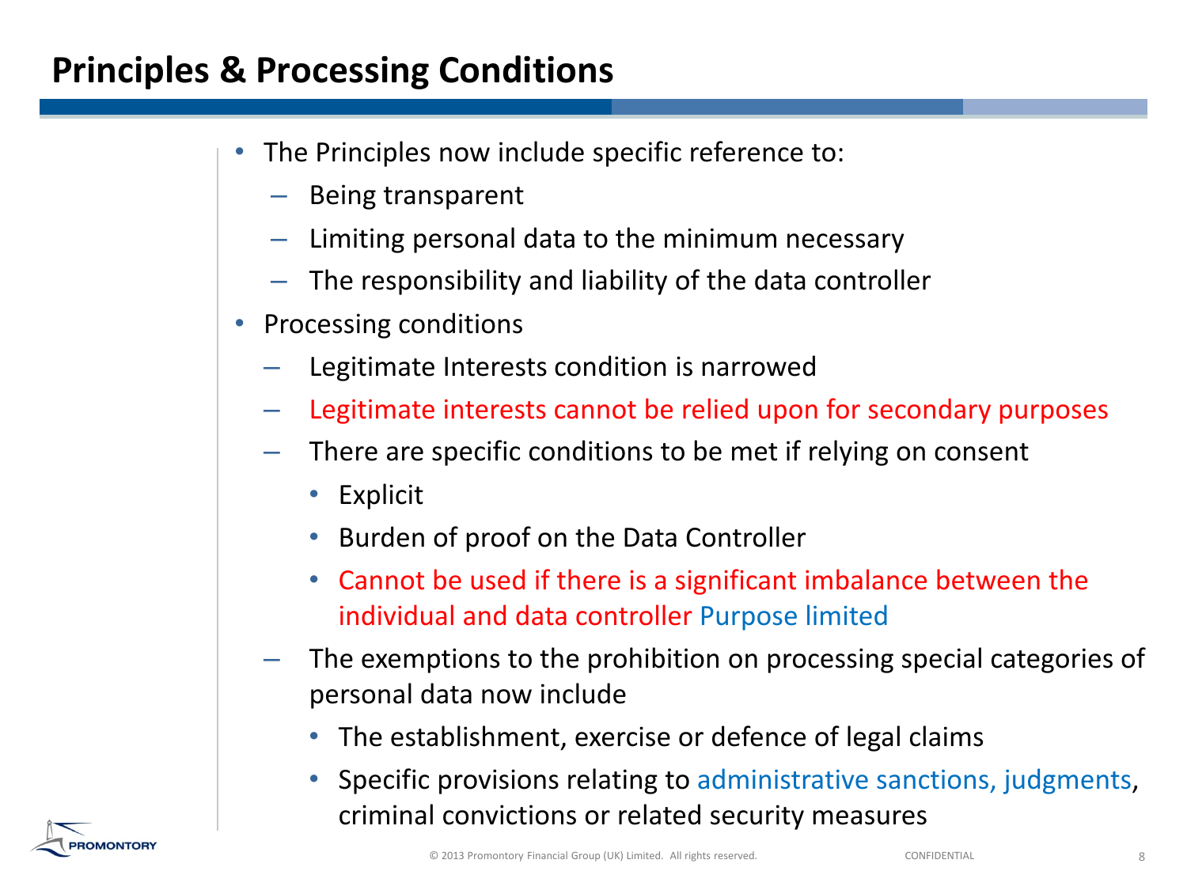# Principles & Processing Conditions

- The Principles now include specific reference to:
  - Being transparent
  - Limiting personal data to the minimum necessary
  - The responsibility and liability of the data controller
- Processing conditions
  - Legitimate Interests condition is narrowed
  - Legitimate interests cannot be relied upon for secondary purposes
  - There are specific conditions to be met if relying on consent
    - Explicit
    - Burden of proof on the Data Controller
    - Cannot be used if there is a significant imbalance between the individual and data controller Purpose limited
  - The exemptions to the prohibition on processing special categories of personal data now include
    - The establishment, exercise or defence of legal claims
    - Specific provisions relating to administrative sanctions, judgments, criminal convictions or related security measures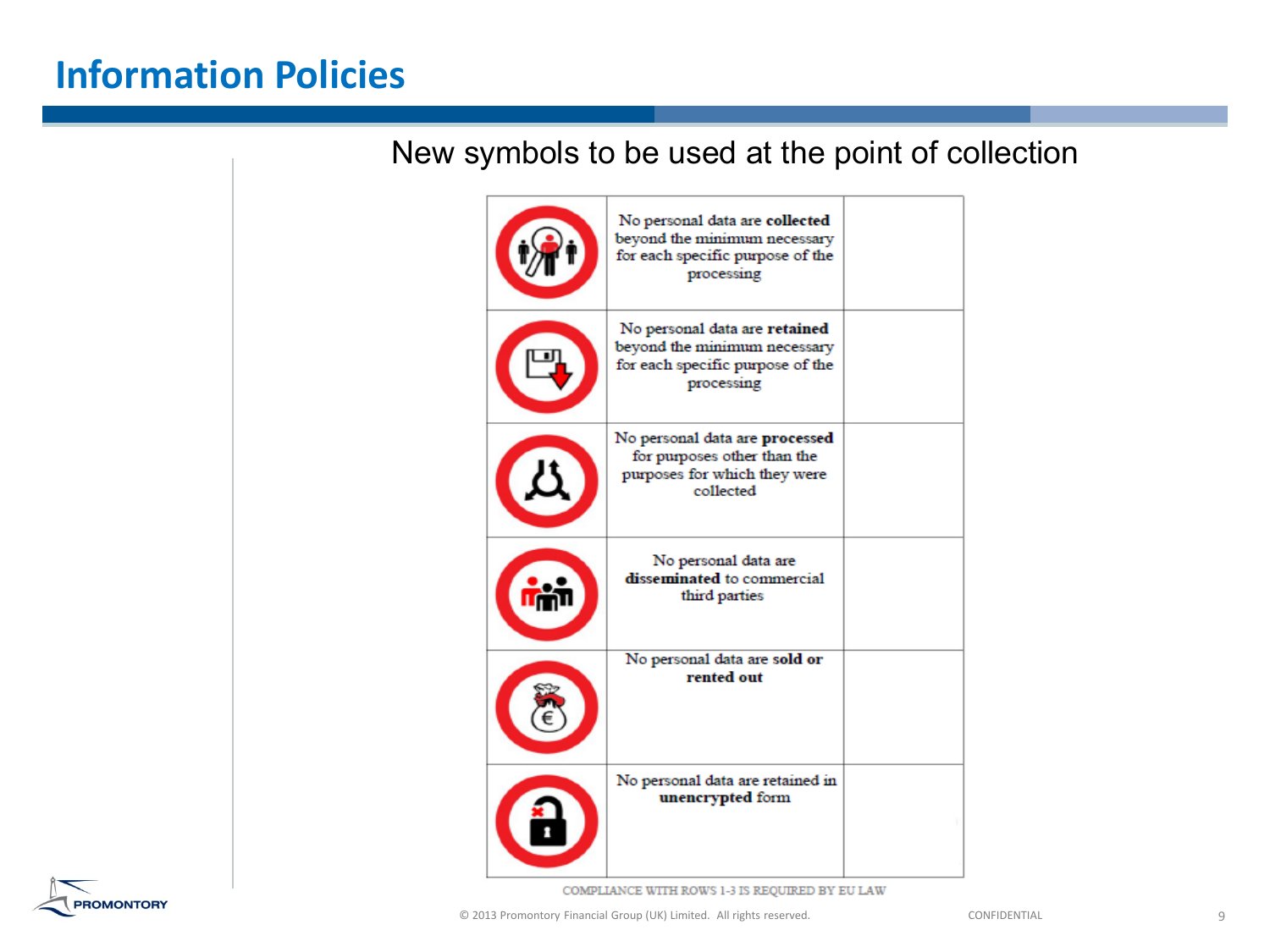# Information Policies

New symbols to be used at the point of collection

| | | |
|---|---|---|
| | No personal data are **collected** beyond the minimum necessary for each specific purpose of the processing | |
| | No personal data are **retained** beyond the minimum necessary for each specific purpose of the processing | |
| | No personal data are **processed** for purposes other than the purposes for which they were collected | |
| | No personal data are **disseminated** to commercial third parties | |
| | No personal data are **sold or rented out** | |
| | No personal data are retained in **unencrypted** form | |

COMPLIANCE WITH ROWS 1-3 IS REQUIRED BY EU LAW

© 2013 Promontory Financial Group (UK) Limited. All rights reserved.

CONFIDENTIAL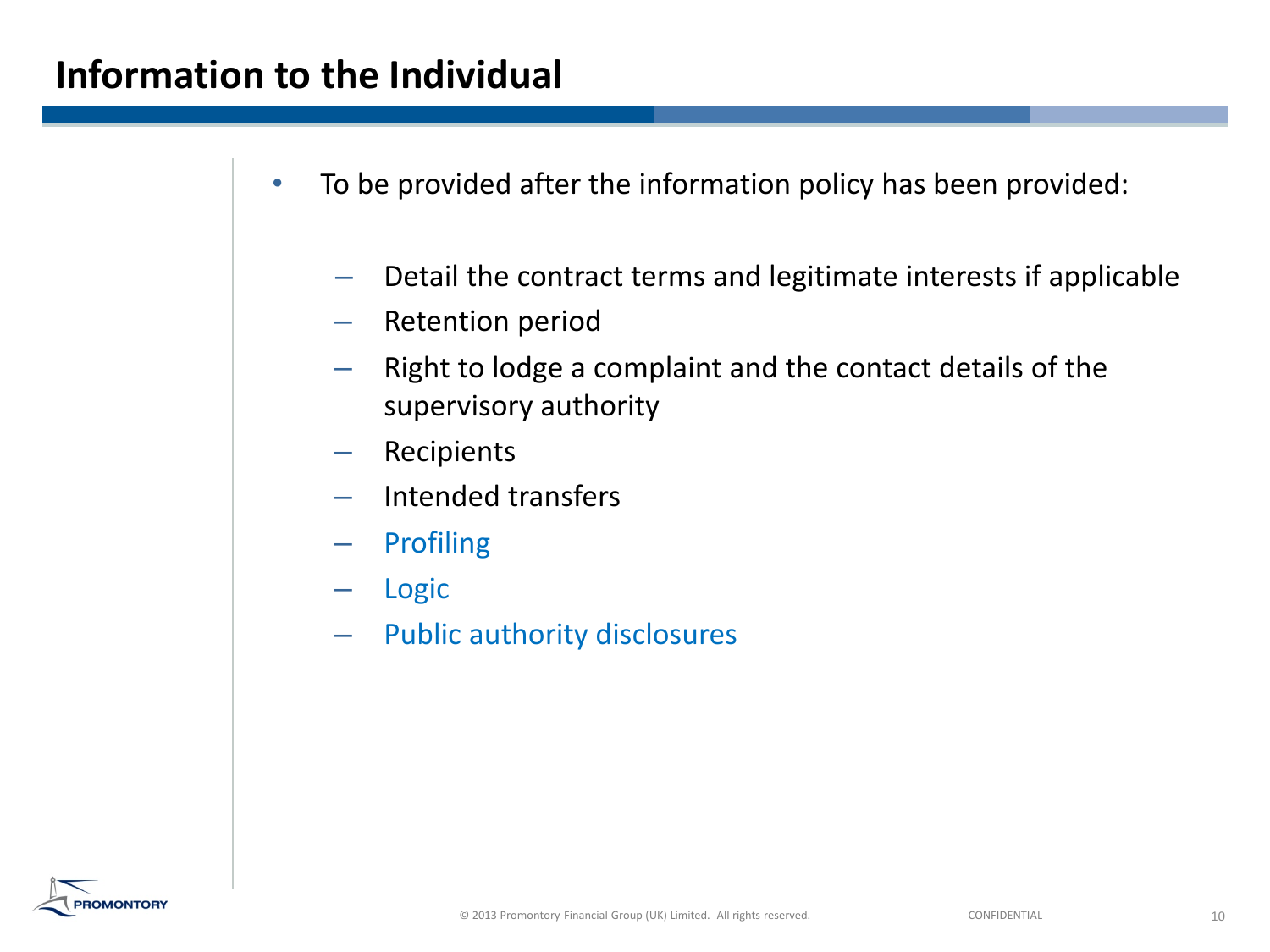# Information to the Individual

- To be provided after the information policy has been provided:
  - Detail the contract terms and legitimate interests if applicable
  - Retention period
  - Right to lodge a complaint and the contact details of the supervisory authority
  - Recipients
  - Intended transfers
  - Profiling
  - Logic
  - Public authority disclosures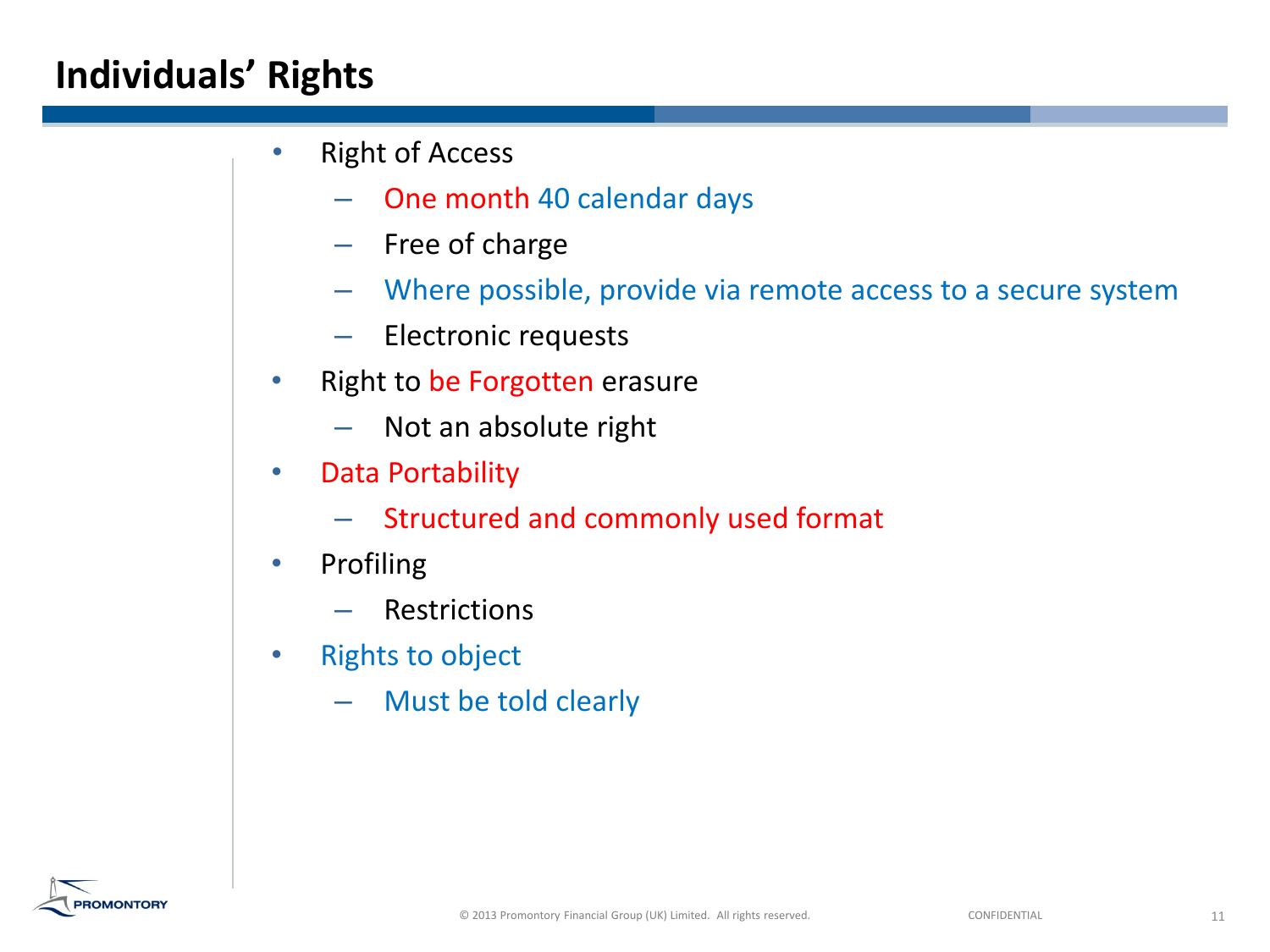# Individuals' Rights

- Right of Access
  - One month 40 calendar days
  - Free of charge
  - Where possible, provide via remote access to a secure system
  - Electronic requests
- Right to be Forgotten erasure
  - Not an absolute right
- Data Portability
  - Structured and commonly used format
- Profiling
  - Restrictions
- Rights to object
  - Must be told clearly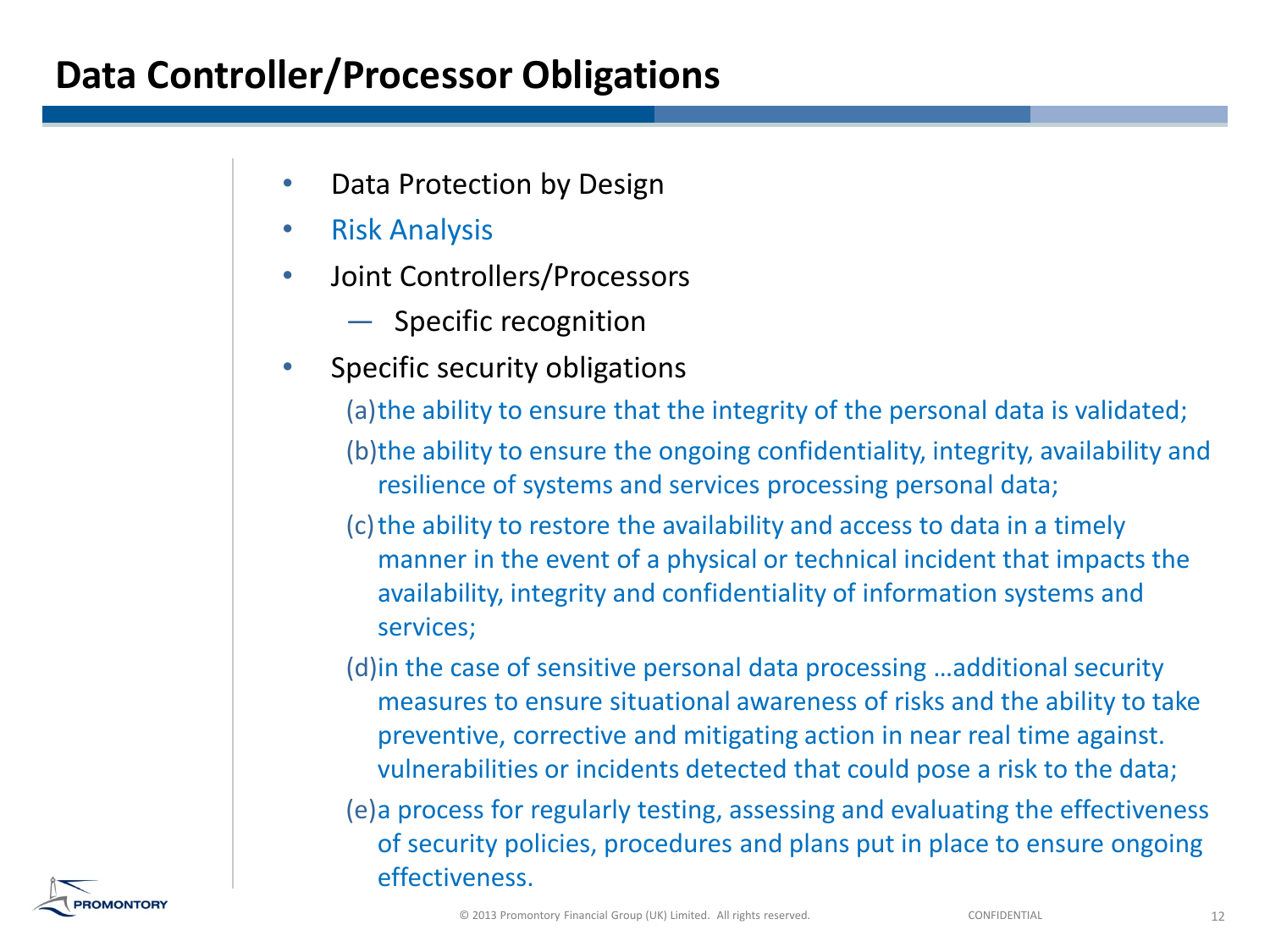# Data Controller/Processor Obligations

- Data Protection by Design
- Risk Analysis
- Joint Controllers/Processors
  - Specific recognition
- Specific security obligations

  (a) the ability to ensure that the integrity of the personal data is validated;

  (b) the ability to ensure the ongoing confidentiality, integrity, availability and resilience of systems and services processing personal data;

  (c) the ability to restore the availability and access to data in a timely manner in the event of a physical or technical incident that impacts the availability, integrity and confidentiality of information systems and services;

  (d) in the case of sensitive personal data processing …additional security measures to ensure situational awareness of risks and the ability to take preventive, corrective and mitigating action in near real time against. vulnerabilities or incidents detected that could pose a risk to the data;

  (e) a process for regularly testing, assessing and evaluating the effectiveness of security policies, procedures and plans put in place to ensure ongoing effectiveness.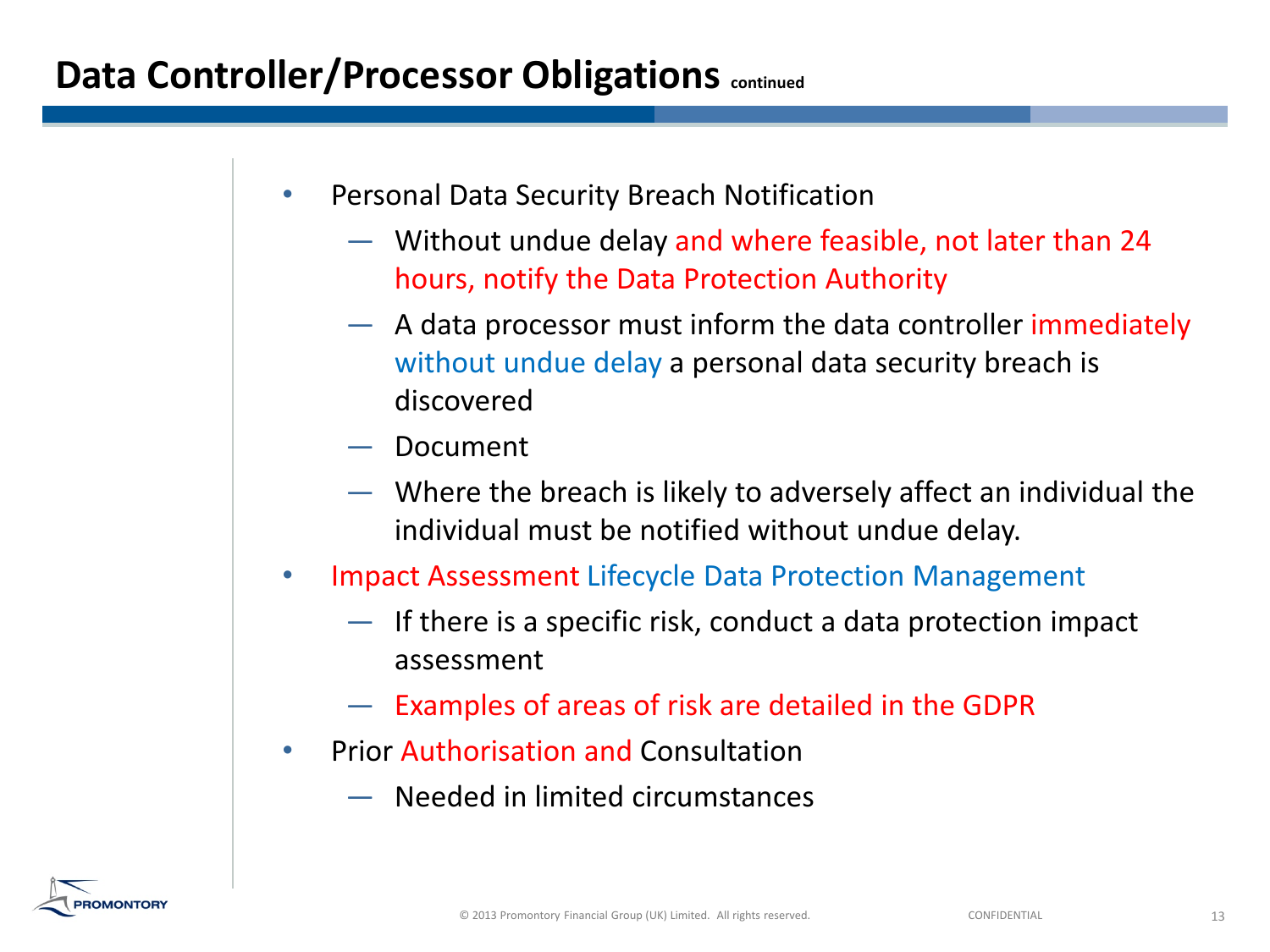# Data Controller/Processor Obligations continued

- Personal Data Security Breach Notification
  - Without undue delay and where feasible, not later than 24 hours, notify the Data Protection Authority
  - A data processor must inform the data controller immediately without undue delay a personal data security breach is discovered
  - Document
  - Where the breach is likely to adversely affect an individual the individual must be notified without undue delay.
- Impact Assessment Lifecycle Data Protection Management
  - If there is a specific risk, conduct a data protection impact assessment
  - Examples of areas of risk are detailed in the GDPR
- Prior Authorisation and Consultation
  - Needed in limited circumstances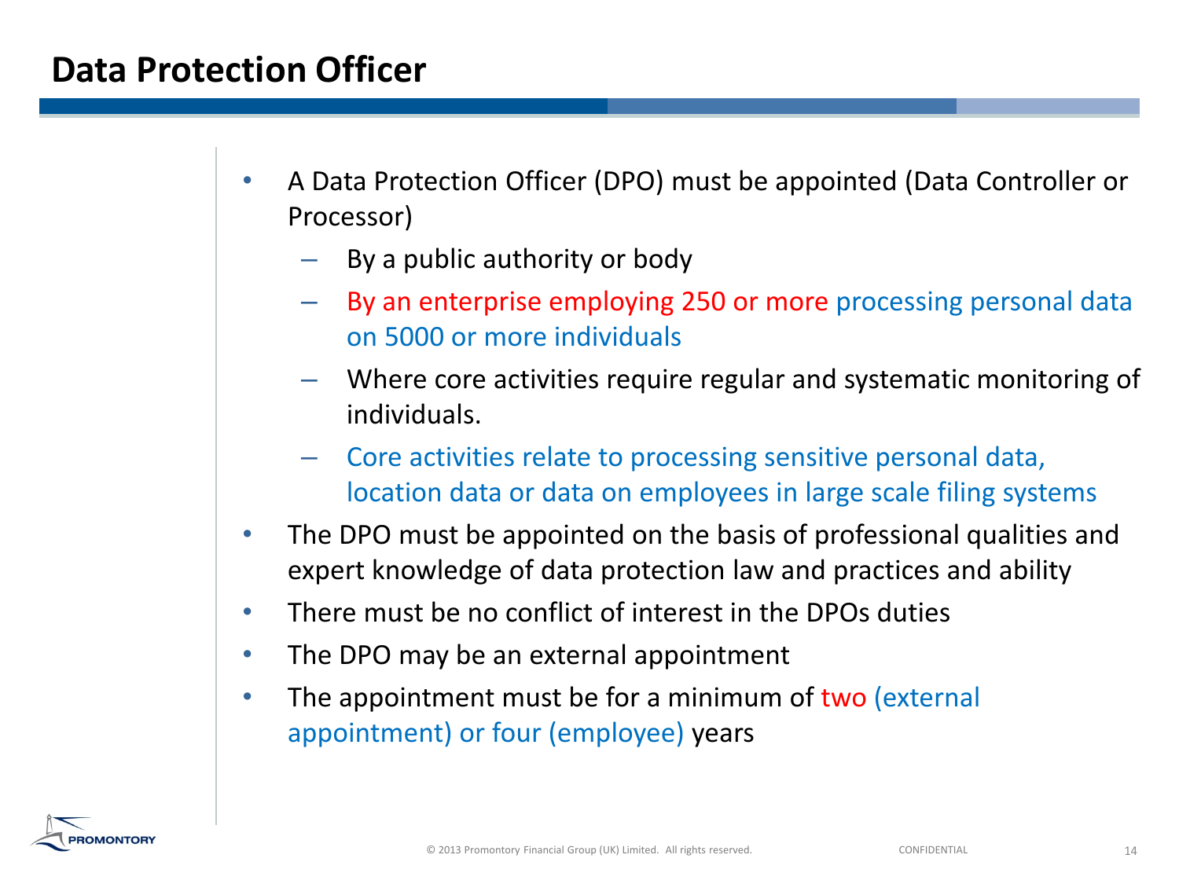# Data Protection Officer

- A Data Protection Officer (DPO) must be appointed (Data Controller or Processor)
  - By a public authority or body
  - By an enterprise employing 250 or more processing personal data on 5000 or more individuals
  - Where core activities require regular and systematic monitoring of individuals.
  - Core activities relate to processing sensitive personal data, location data or data on employees in large scale filing systems
- The DPO must be appointed on the basis of professional qualities and expert knowledge of data protection law and practices and ability
- There must be no conflict of interest in the DPOs duties
- The DPO may be an external appointment
- The appointment must be for a minimum of two (external appointment) or four (employee) years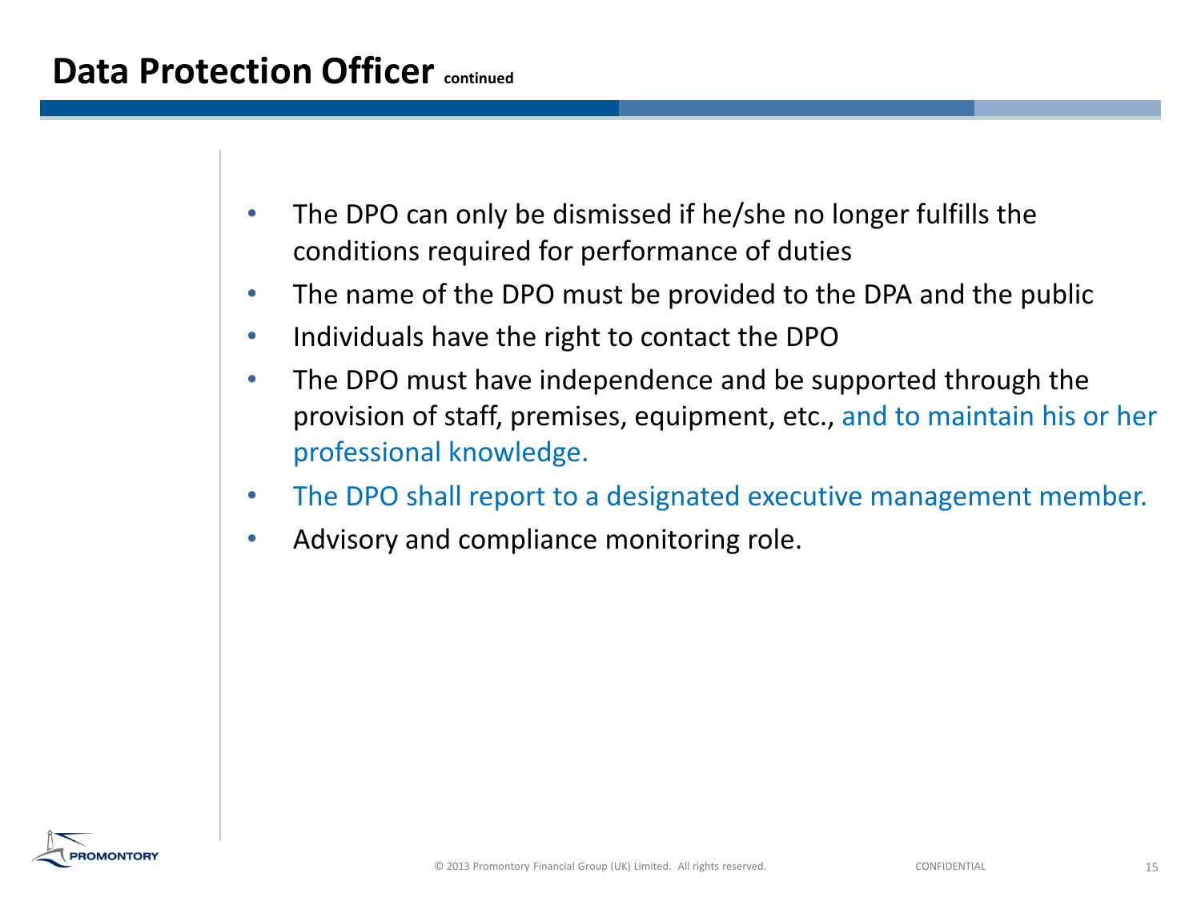# Data Protection Officer continued

- The DPO can only be dismissed if he/she no longer fulfills the conditions required for performance of duties
- The name of the DPO must be provided to the DPA and the public
- Individuals have the right to contact the DPO
- The DPO must have independence and be supported through the provision of staff, premises, equipment, etc., and to maintain his or her professional knowledge.
- The DPO shall report to a designated executive management member.
- Advisory and compliance monitoring role.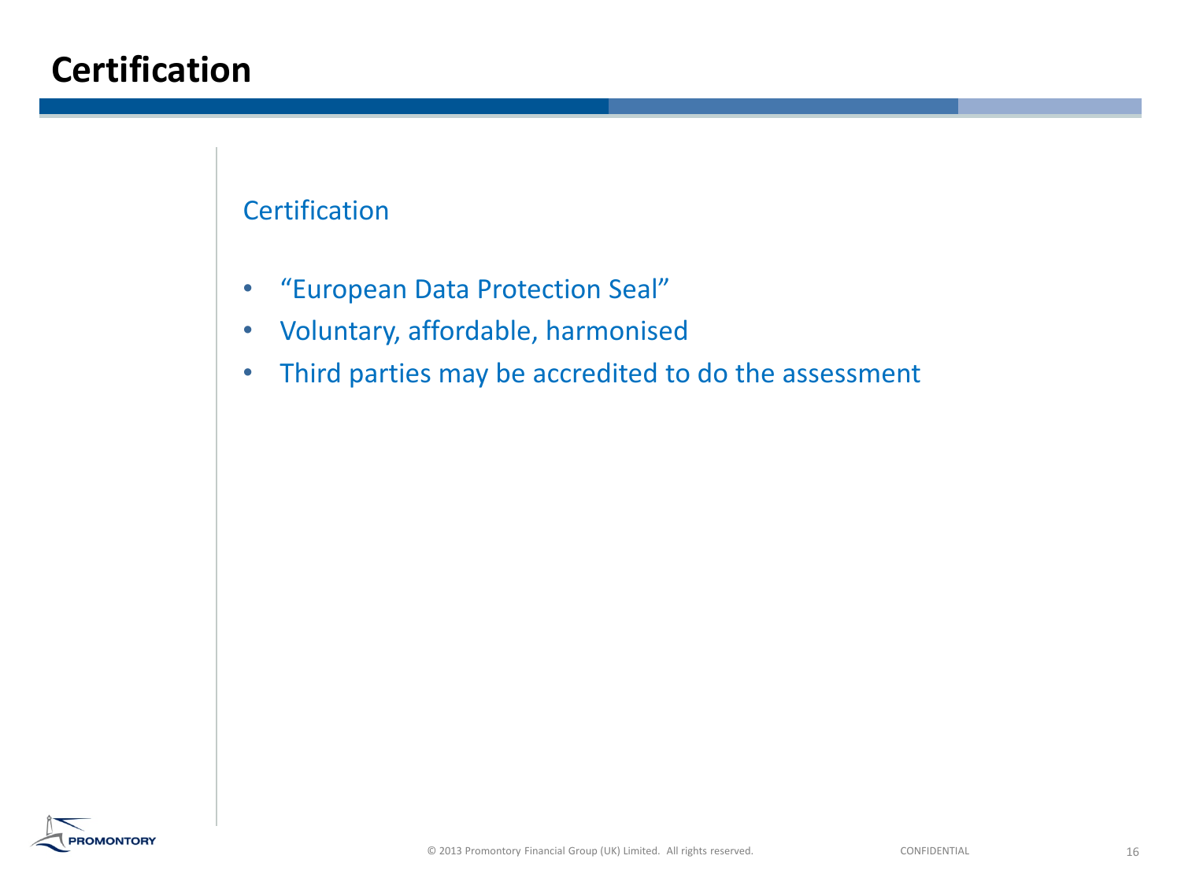# Certification

## Certification

- "European Data Protection Seal"
- Voluntary, affordable, harmonised
- Third parties may be accredited to do the assessment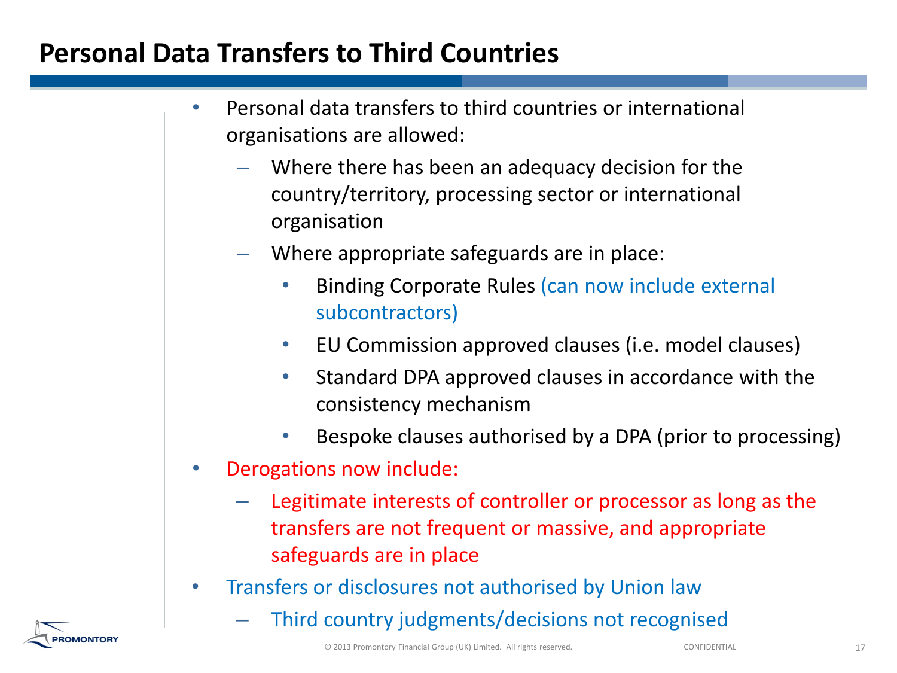# Personal Data Transfers to Third Countries

- Personal data transfers to third countries or international organisations are allowed:
  - Where there has been an adequacy decision for the country/territory, processing sector or international organisation
  - Where appropriate safeguards are in place:
    - Binding Corporate Rules (can now include external subcontractors)
    - EU Commission approved clauses (i.e. model clauses)
    - Standard DPA approved clauses in accordance with the consistency mechanism
    - Bespoke clauses authorised by a DPA (prior to processing)
- Derogations now include:
  - Legitimate interests of controller or processor as long as the transfers are not frequent or massive, and appropriate safeguards are in place
- Transfers or disclosures not authorised by Union law
  - Third country judgments/decisions not recognised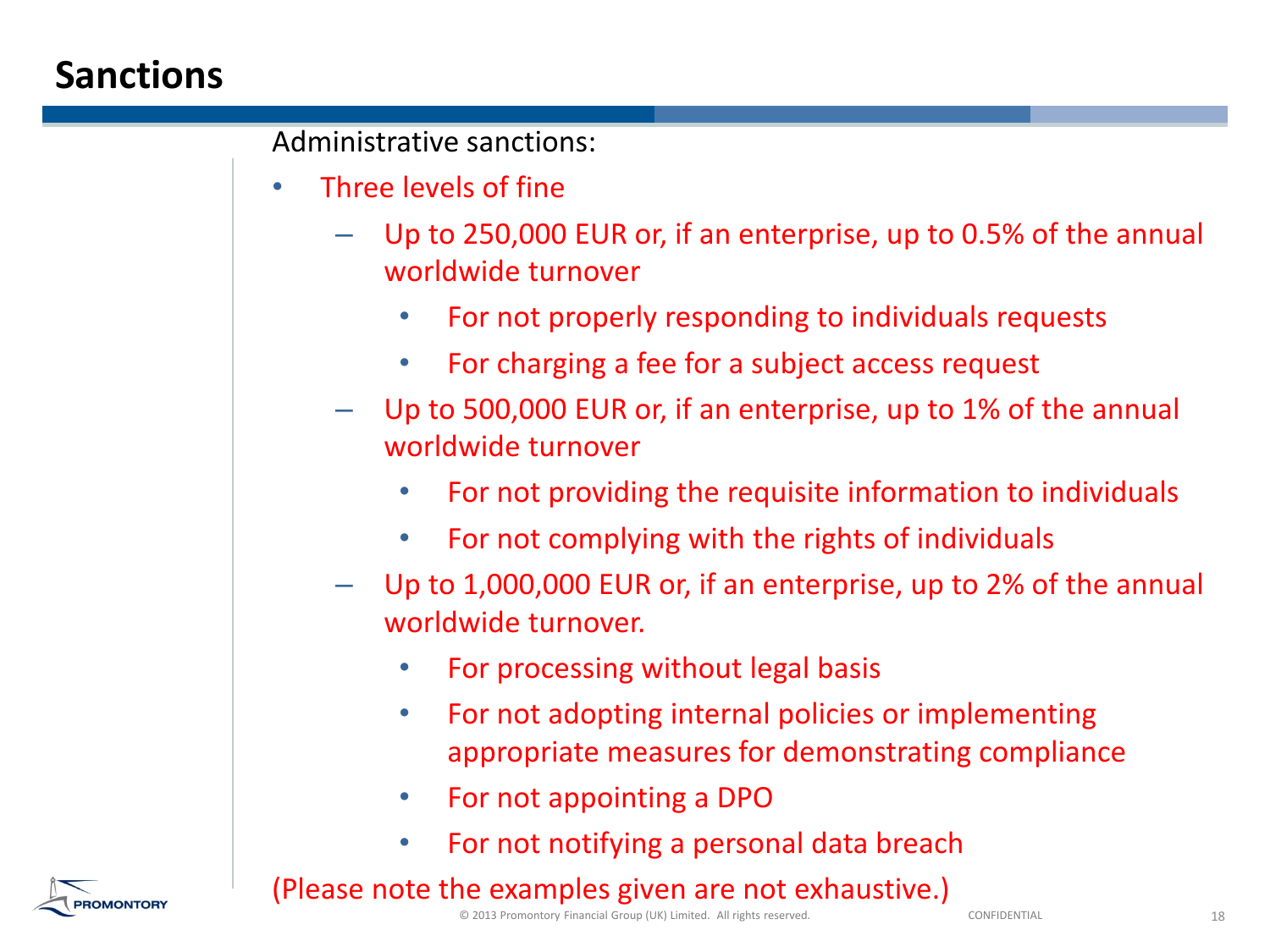# Sanctions

Administrative sanctions:

- Three levels of fine
  - Up to 250,000 EUR or, if an enterprise, up to 0.5% of the annual worldwide turnover
    - For not properly responding to individuals requests
    - For charging a fee for a subject access request
  - Up to 500,000 EUR or, if an enterprise, up to 1% of the annual worldwide turnover
    - For not providing the requisite information to individuals
    - For not complying with the rights of individuals
  - Up to 1,000,000 EUR or, if an enterprise, up to 2% of the annual worldwide turnover.
    - For processing without legal basis
    - For not adopting internal policies or implementing appropriate measures for demonstrating compliance
    - For not appointing a DPO
    - For not notifying a personal data breach

(Please note the examples given are not exhaustive.)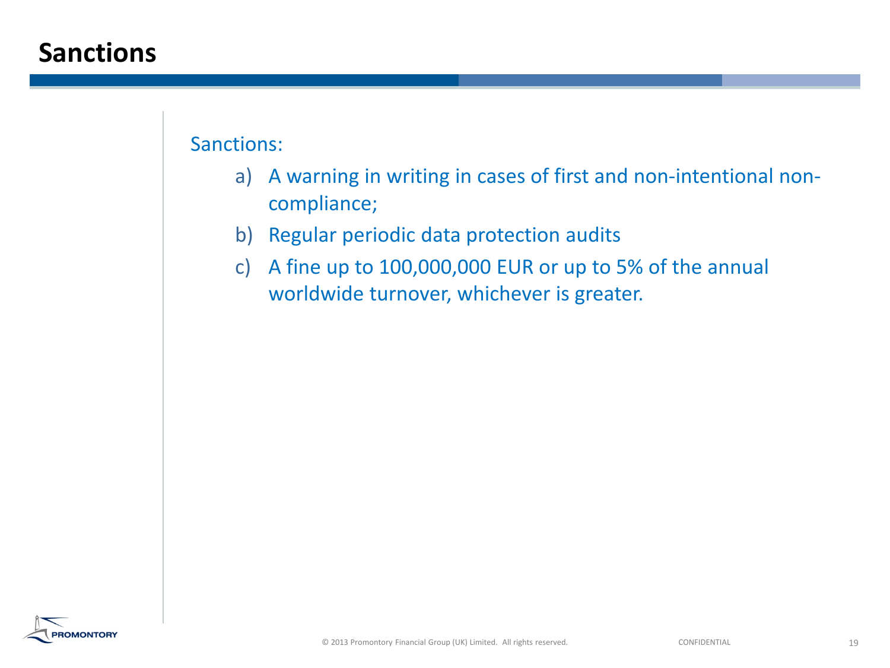# Sanctions

Sanctions:

a) A warning in writing in cases of first and non-intentional non-compliance;

b) Regular periodic data protection audits

c) A fine up to 100,000,000 EUR or up to 5% of the annual worldwide turnover, whichever is greater.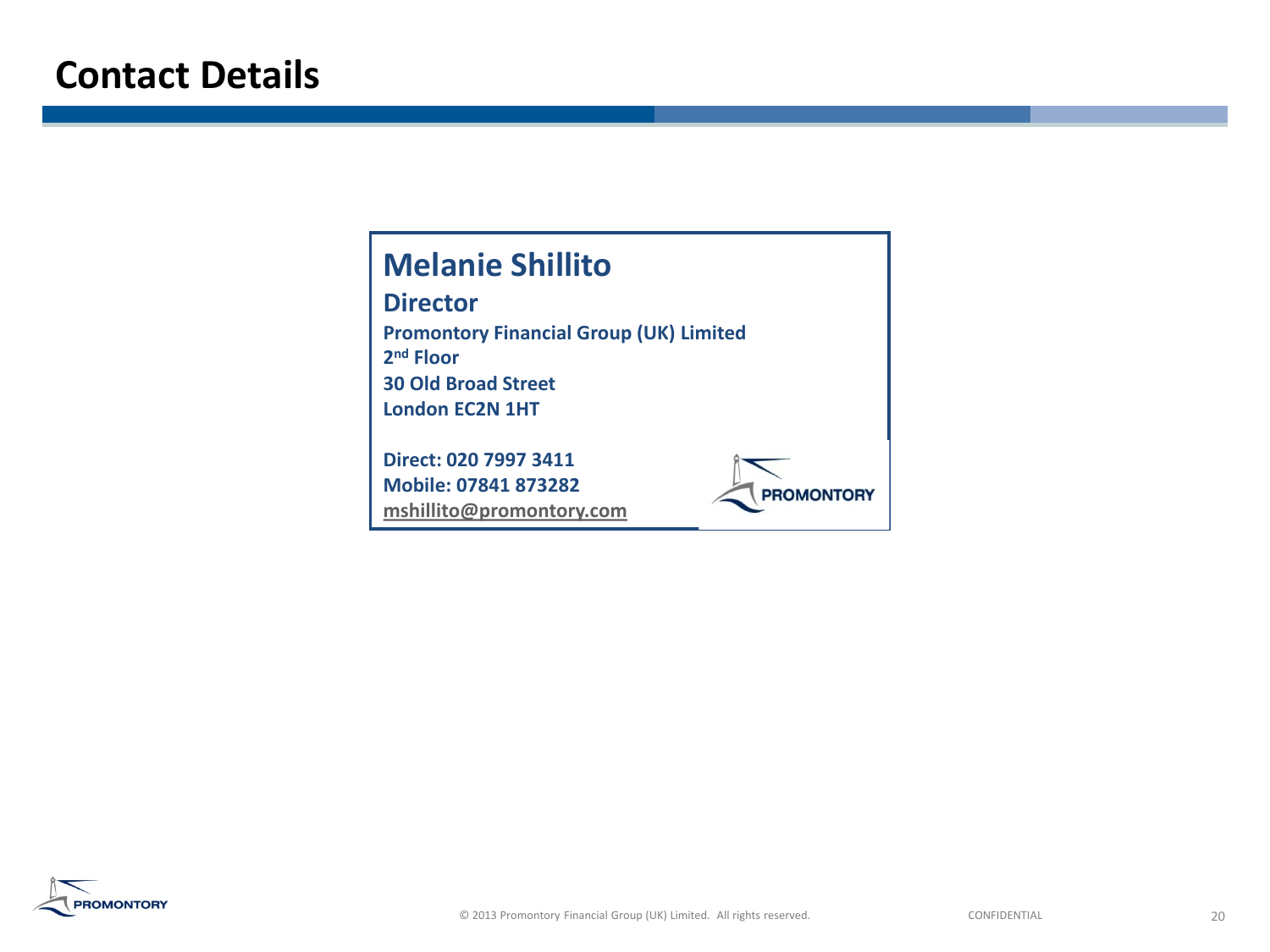# Contact Details

**Melanie Shillito**

**Director**

**Promontory Financial Group (UK) Limited**
**2nd Floor**
**30 Old Broad Street**
**London EC2N 1HT**

**Direct: 020 7997 3411**
**Mobile: 07841 873282**
**mshillito@promontory.com**

PROMONTORY